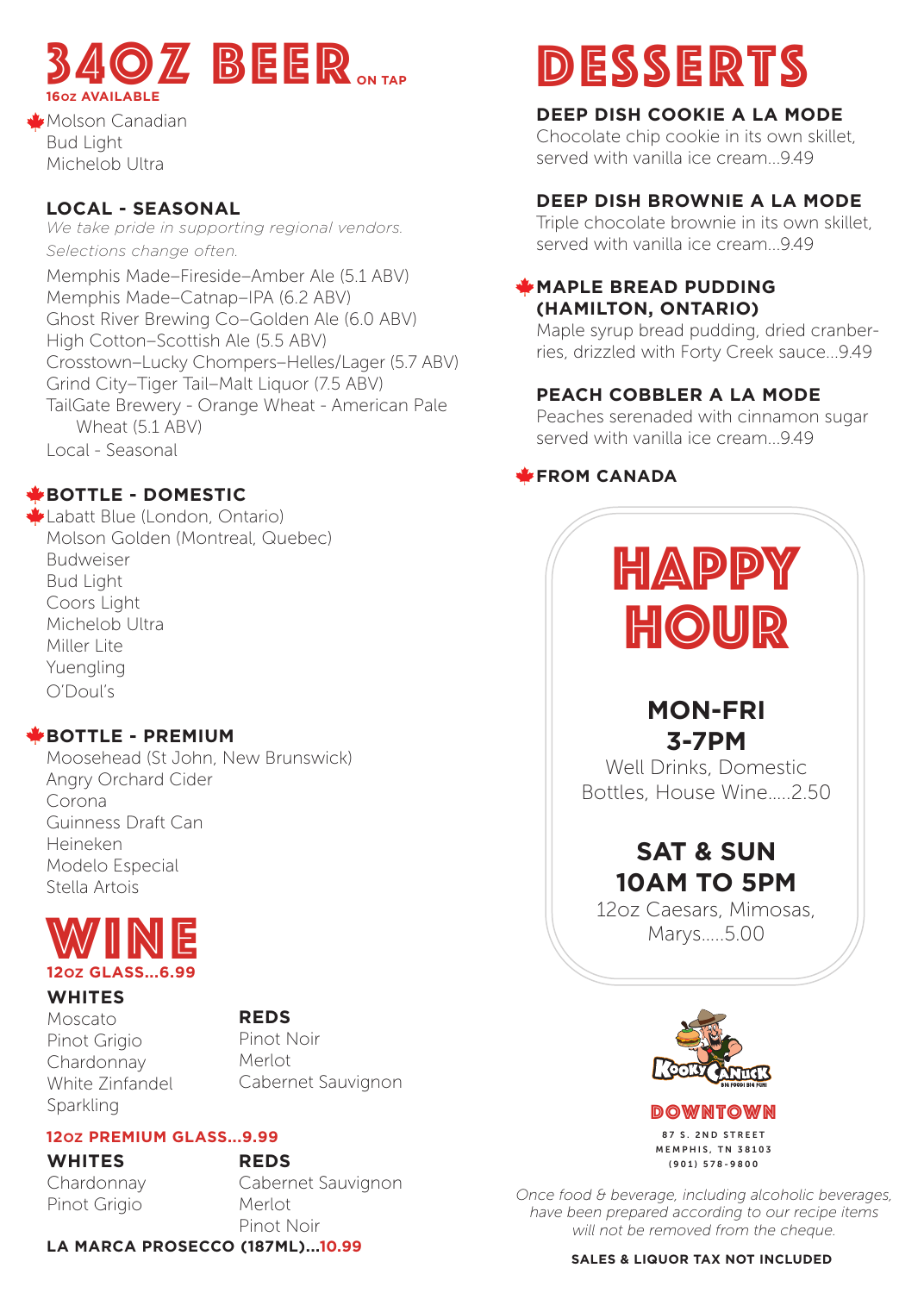# 34OZ BEER ON TAP

**16oz AVAILABLE**

- 🍁 Molson Canadian
- Bud Light
- Michelob Ultra

## LOCAL - SEASONAL

*We take pride in supporting regional vendors. Selections change often.*

- Memphis Made–Fireside–Amber Ale (5.1 ABV)
- Memphis Made–Catnap–IPA (6.2 ABV)
- Ghost River Brewing Co–Golden Ale (6.0 ABV)
- High Cotton–Scottish Ale (5.5 ABV)
- Crosstown–Lucky Chompers–Helles/Lager (5.7 ABV)
- Grind City–Tiger Tail–Malt Liquor (7.5 ABV)
- TailGate Brewery - Orange Wheat - American Pale Wheat (5.1 ABV)
- Local - Seasonal

## 🍁 BOTTLE - DOMESTIC

- 🍁 Labatt Blue (London, Ontario)
- Molson Golden (Montreal, Quebec)
- Budweiser
- Bud Light
- Coors Light
- Michelob Ultra
- Miller Lite
- Yuengling
- O'Doul's

## 🍁 BOTTLE - PREMIUM

- Moosehead (St John, New Brunswick)
- Angry Orchard Cider
- Corona
- Guinness Draft Can
- Heineken
- Modelo Especial
- Stella Artois

# WINE

**12oz GLASS...6.99**

### WHITES

- Moscato
- Pinot Grigio
- Chardonnay
- White Zinfandel
- Sparkling

### REDS

- Pinot Noir
- Merlot
- Cabernet Sauvignon

**12oz PREMIUM GLASS...9.99**

### WHITES

- Chardonnay
- Pinot Grigio

### REDS

- Cabernet Sauvignon
- Merlot
- Pinot Noir

**LA MARCA PROSECCO (187ML)...10.99**

# DESSERTS

**DEEP DISH COOKIE A LA MODE**
Chocolate chip cookie in its own skillet, served with vanilla ice cream...9.49

**DEEP DISH BROWNIE A LA MODE**
Triple chocolate brownie in its own skillet, served with vanilla ice cream...9.49

**🍁 MAPLE BREAD PUDDING (HAMILTON, ONTARIO)**
Maple syrup bread pudding, dried cranberries, drizzled with Forty Creek sauce...9.49

**PEACH COBBLER A LA MODE**
Peaches serenaded with cinnamon sugar served with vanilla ice cream...9.49

**🍁 FROM CANADA**

# HAPPY HOUR

**MON-FRI 3-7PM**
Well Drinks, Domestic Bottles, House Wine.....2.50

**SAT & SUN 10AM TO 5PM**
12oz Caesars, Mimosas, Marys.....5.00

Kooky Canuck
BIG FOOD! BIG FUN!

**DOWNTOWN**

87 S. 2ND STREET
MEMPHIS, TN 38103
(901) 578-9800

*Once food & beverage, including alcoholic beverages, have been prepared according to our recipe items will not be removed from the cheque.*

**SALES & LIQUOR TAX NOT INCLUDED**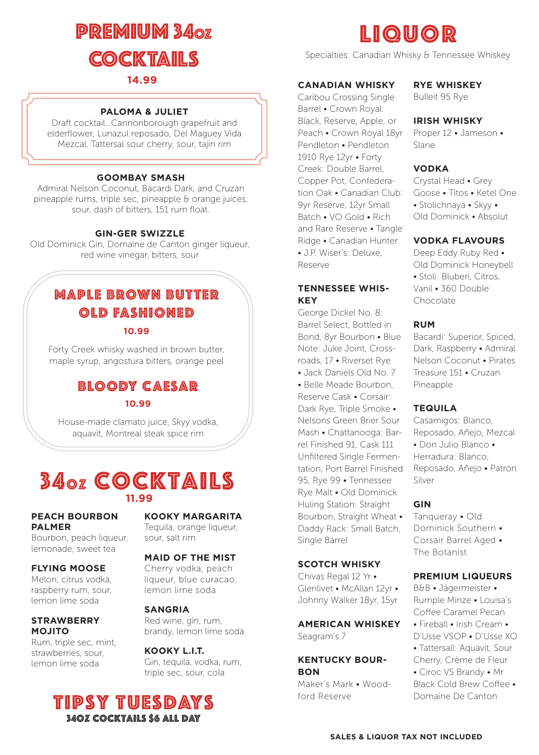# PREMIUM 34oz COCKTAILS

**14.99**

### PALOMA & JULIET

Draft cocktail...Cannonborough grapefruit and elderflower, Lunazul reposado, Del Maguey Vida Mezcal, Tattersal sour cherry, sour, tajin rim

### GOOMBAY SMASH

Admiral Nelson Coconut, Bacardi Dark, and Cruzan pineapple rums, triple sec, pineapple & orange juices, sour, dash of bitters, 151 rum float.

### GIN-GER SWIZZLE

Old Dominick Gin, Domaine de Canton ginger liqueur, red wine vinegar, bitters, sour

## MAPLE BROWN BUTTER OLD FASHIONED

**10.99**

Forty Creek whisky washed in brown butter, maple syrup, angostura bitters, orange peel

## BLOODY CAESAR

**10.99**

House-made clamato juice, Skyy vodka, aquavit, Montreal steak spice rim

# 34oz COCKTAILS

**11.99**

### PEACH BOURBON PALMER

Bourbon, peach liqueur, lemonade, sweet tea

### FLYING MOOSE

Melon, citrus vodka, raspberry rum, sour, lemon lime soda

### STRAWBERRY MOJITO

Rum, triple sec, mint, strawberries, sour, lemon lime soda

### KOOKY MARGARITA

Tequila, orange liqueur, sour, salt rim

### MAID OF THE MIST

Cherry vodka, peach liqueur, blue curacao, lemon lime soda

### SANGRIA

Red wine, gin, rum, brandy, lemon lime soda

### KOOKY L.I.T.

Gin, tequila, vodka, rum, triple sec, sour, cola

## TIPSY TUESDAYS

**34OZ COCKTAILS $6 ALL DAY**

# LIQUOR

Specialties: Canadian Whisky & Tennessee Whiskey

### CANADIAN WHISKY

Caribou Crossing Single Barrel • Crown Royal: Black, Reserve, Apple, or Peach • Crown Royal 18yr Pendleton • Pendleton 1910 Rye 12yr • Forty Creek: Double Barrel, Copper Pot, Confederation Oak • Canadian Club: 9yr Reserve, 12yr Small Batch • VO Gold • Rich and Rare Reserve • Tangle Ridge • Canadian Hunter • J.P. Wiser's: Deluxe, Reserve

### TENNESSEE WHISKEY

George Dickel No. 8: Barrel Select, Bottled in Bond, 8yr Bourbon • Blue Note: Juke Joint, Crossroads, 17 • Riverset Rye • Jack Daniels Old No. 7 • Belle Meade Bourbon, Reserve Cask • Corsair: Dark Rye, Triple Smoke • Nelsons Green Brier Sour Mash • Chattanooga: Barrel Finished 91, Cask 111 Unfiltered Single Fermentation, Port Barrel Finished 95, Rye 99 • Tennessee Rye Malt • Old Dominick Huling Station: Straight Bourbon, Straight Wheat • Daddy Rack: Small Batch, Single Barrel

### SCOTCH WHISKY

Chivas Regal 12 Yr • Glenlivet • McAllan 12yr • Johnny Walker 18yr, 15yr

### AMERICAN WHISKEY

Seagram's 7

### KENTUCKY BOURBON

Maker's Mark • Woodford Reserve

### RYE WHISKEY

Bulleit 95 Rye

### IRISH WHISKY

Proper 12 • Jameson • Slane

### VODKA

Crystal Head • Grey Goose • Titos • Ketel One • Stolichnaya • Skyy • Old Dominick • Absolut

### VODKA FLAVOURS

Deep Eddy Ruby Red • Old Dominick Honeybell • Stoli: Bluberi, Citros, Vanil • 360 Double Chocolate

### RUM

Bacardi: Superior, Spiced, Dark, Raspberry • Admiral Nelson Coconut • Pirates Treasure 151 • Cruzan Pineapple

### TEQUILA

Casamigos: Blanco, Reposado, Añejo, Mezcal • Don Julio Blanco • Herradura: Blanco, Reposado, Añejo • Patron Silver

### GIN

Tanqueray • Old Dominick Southern • Corsair Barrel Aged • The Botanist

### PREMIUM LIQUEURS

B&B • Jägermeister • Rumple Minze • Louisa's Coffee Caramel Pecan • Fireball • Irish Cream • D'Usse VSOP • D'Usse XO • Tattersall: Aquavit, Sour Cherry, Crème de Fleur • Ciroc VS Brandy • Mr Black Cold Brew Coffee • Domaine De Canton

**SALES & LIQUOR TAX NOT INCLUDED**